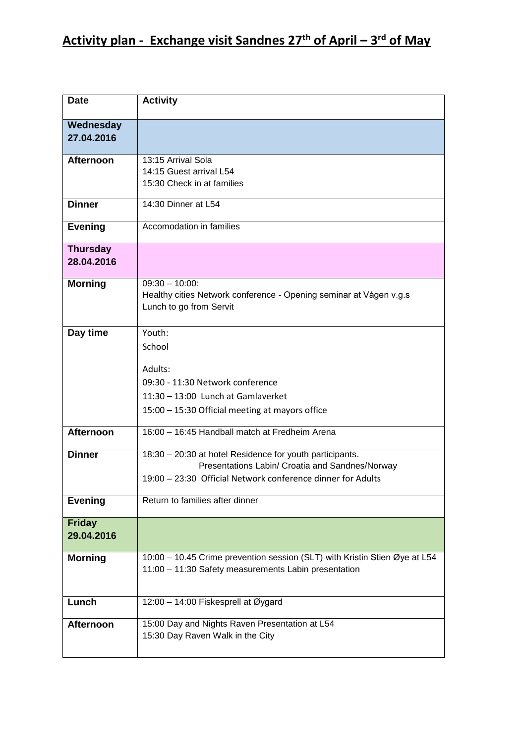# Activity plan - Exchange visit Sandnes 27th of April – 3rd of May

| Date | Activity |
|---|---|
| **Wednesday 27.04.2016** | |
| **Afternoon** | 13:15 Arrival Sola<br>14:15 Guest arrival L54<br>15:30 Check in at families |
| **Dinner** | 14:30 Dinner at L54 |
| **Evening** | Accomodation in families |
| **Thursday 28.04.2016** | |
| **Morning** | 09:30 – 10:00:<br>Healthy cities Network conference - Opening seminar at Vågen v.g.s<br>Lunch to go from Servit |
| **Day time** | Youth:<br>School<br><br>Adults:<br>09:30 - 11:30 Network conference<br>11:30 – 13:00 Lunch at Gamlaverket<br>15:00 – 15:30 Official meeting at mayors office |
| **Afternoon** | 16:00 – 16:45 Handball match at Fredheim Arena |
| **Dinner** | 18:30 – 20:30 at hotel Residence for youth participants.<br>Presentations Labin/ Croatia and Sandnes/Norway<br>19:00 – 23:30 Official Network conference dinner for Adults |
| **Evening** | Return to families after dinner |
| **Friday 29.04.2016** | |
| **Morning** | 10:00 – 10.45 Crime prevention session (SLT) with Kristin Stien Øye at L54<br>11:00 – 11:30 Safety measurements Labin presentation |
| **Lunch** | 12:00 – 14:00 Fiskesprell at Øygard |
| **Afternoon** | 15:00 Day and Nights Raven Presentation at L54<br>15:30 Day Raven Walk in the City |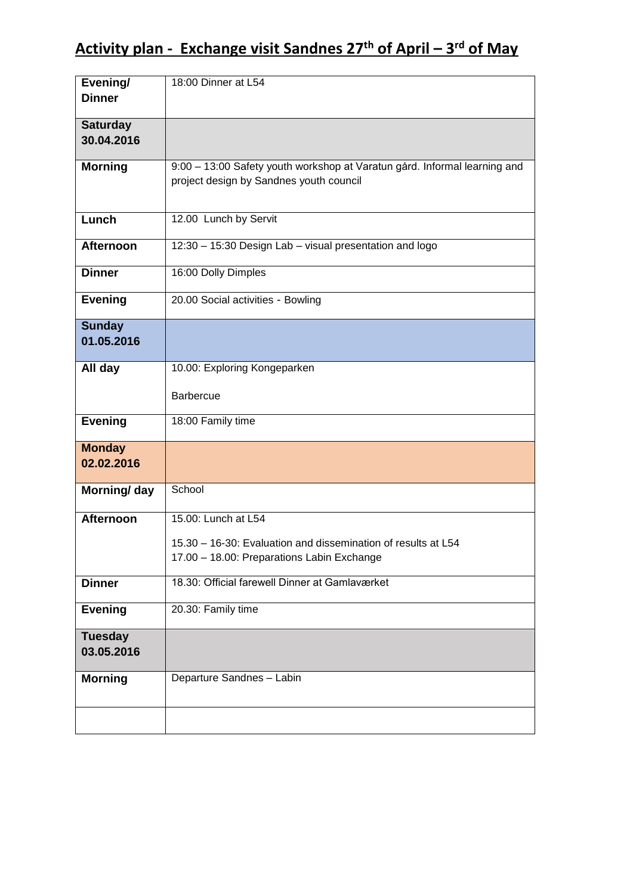# Activity plan - Exchange visit Sandnes 27th of April – 3rd of May

| | |
|---|---|
| **Evening/ Dinner** | 18:00 Dinner at L54 |
| **Saturday 30.04.2016** | |
| **Morning** | 9:00 – 13:00 Safety youth workshop at Varatun gård. Informal learning and project design by Sandnes youth council |
| **Lunch** | 12.00 Lunch by Servit |
| **Afternoon** | 12:30 – 15:30 Design Lab – visual presentation and logo |
| **Dinner** | 16:00 Dolly Dimples |
| **Evening** | 20.00 Social activities - Bowling |
| **Sunday 01.05.2016** | |
| **All day** | 10.00: Exploring Kongeparken<br><br>Barbercue |
| **Evening** | 18:00 Family time |
| **Monday 02.02.2016** | |
| **Morning/ day** | School |
| **Afternoon** | 15.00: Lunch at L54<br><br>15.30 – 16-30: Evaluation and dissemination of results at L54<br>17.00 – 18.00: Preparations Labin Exchange |
| **Dinner** | 18.30: Official farewell Dinner at Gamlaværket |
| **Evening** | 20.30: Family time |
| **Tuesday 03.05.2016** | |
| **Morning** | Departure Sandnes – Labin |
| | |